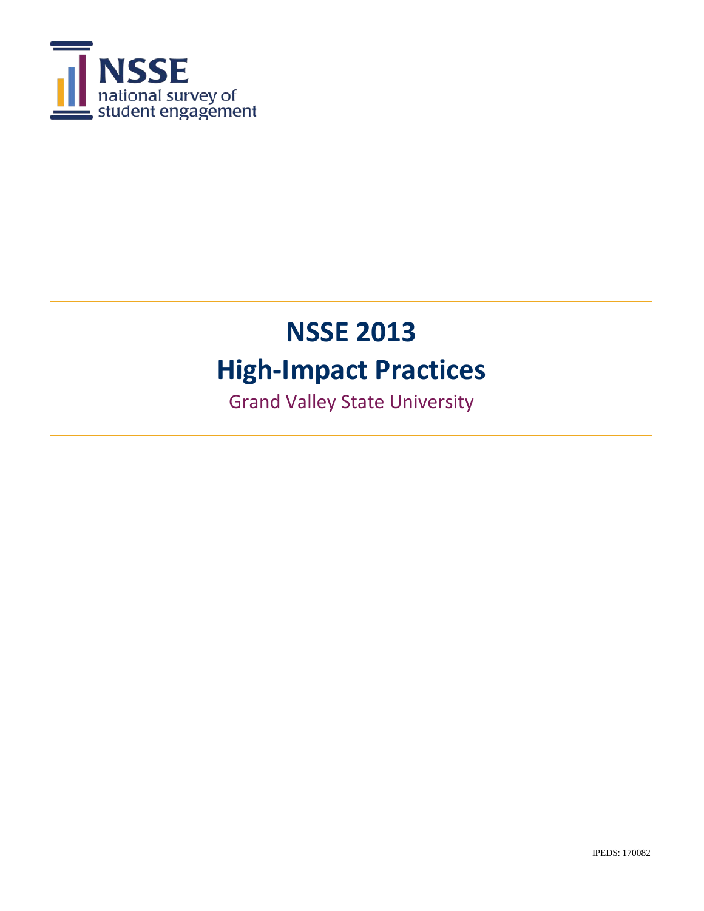NSSE
national survey of
student engagement

# NSSE 2013
# High-Impact Practices

Grand Valley State University

IPEDS: 170082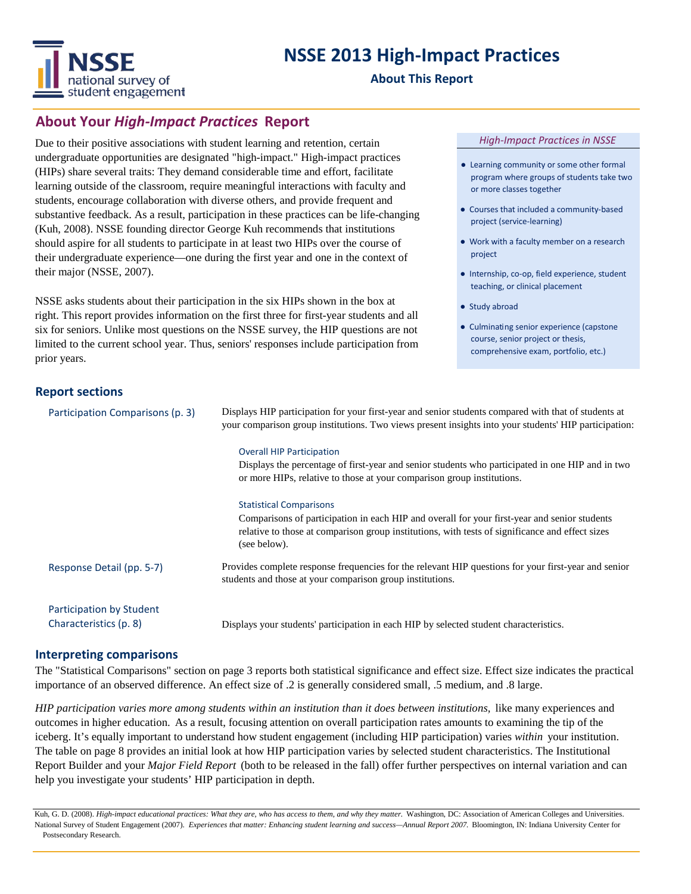# NSSE 2013 High-Impact Practices

**About This Report**

## About Your *High-Impact Practices* Report

Due to their positive associations with student learning and retention, certain undergraduate opportunities are designated "high-impact." High-impact practices (HIPs) share several traits: They demand considerable time and effort, facilitate learning outside of the classroom, require meaningful interactions with faculty and students, encourage collaboration with diverse others, and provide frequent and substantive feedback. As a result, participation in these practices can be life-changing (Kuh, 2008). NSSE founding director George Kuh recommends that institutions should aspire for all students to participate in at least two HIPs over the course of their undergraduate experience—one during the first year and one in the context of their major (NSSE, 2007).

NSSE asks students about their participation in the six HIPs shown in the box at right. This report provides information on the first three for first-year students and all six for seniors. Unlike most questions on the NSSE survey, the HIP questions are not limited to the current school year. Thus, seniors' responses include participation from prior years.

*High-Impact Practices in NSSE*

- Learning community or some other formal program where groups of students take two or more classes together
- Courses that included a community-based project (service-learning)
- Work with a faculty member on a research project
- Internship, co-op, field experience, student teaching, or clinical placement
- Study abroad
- Culminating senior experience (capstone course, senior project or thesis, comprehensive exam, portfolio, etc.)

### Report sections

**Participation Comparisons (p. 3)**
Displays HIP participation for your first-year and senior students compared with that of students at your comparison group institutions. Two views present insights into your students' HIP participation:

- Overall HIP Participation
  Displays the percentage of first-year and senior students who participated in one HIP and in two or more HIPs, relative to those at your comparison group institutions.

- Statistical Comparisons
  Comparisons of participation in each HIP and overall for your first-year and senior students relative to those at comparison group institutions, with tests of significance and effect sizes (see below).

**Response Detail (pp. 5-7)**
Provides complete response frequencies for the relevant HIP questions for your first-year and senior students and those at your comparison group institutions.

**Participation by Student Characteristics (p. 8)**
Displays your students' participation in each HIP by selected student characteristics.

### Interpreting comparisons

The "Statistical Comparisons" section on page 3 reports both statistical significance and effect size. Effect size indicates the practical importance of an observed difference. An effect size of .2 is generally considered small, .5 medium, and .8 large.

*HIP participation varies more among students within an institution than it does between institutions,* like many experiences and outcomes in higher education. As a result, focusing attention on overall participation rates amounts to examining the tip of the iceberg. It's equally important to understand how student engagement (including HIP participation) varies *within* your institution. The table on page 8 provides an initial look at how HIP participation varies by selected student characteristics. The Institutional Report Builder and your *Major Field Report* (both to be released in the fall) offer further perspectives on internal variation and can help you investigate your students' HIP participation in depth.

Kuh, G. D. (2008). *High-impact educational practices: What they are, who has access to them, and why they matter.* Washington, DC: Association of American Colleges and Universities.
National Survey of Student Engagement (2007). *Experiences that matter: Enhancing student learning and success—Annual Report 2007.* Bloomington, IN: Indiana University Center for Postsecondary Research.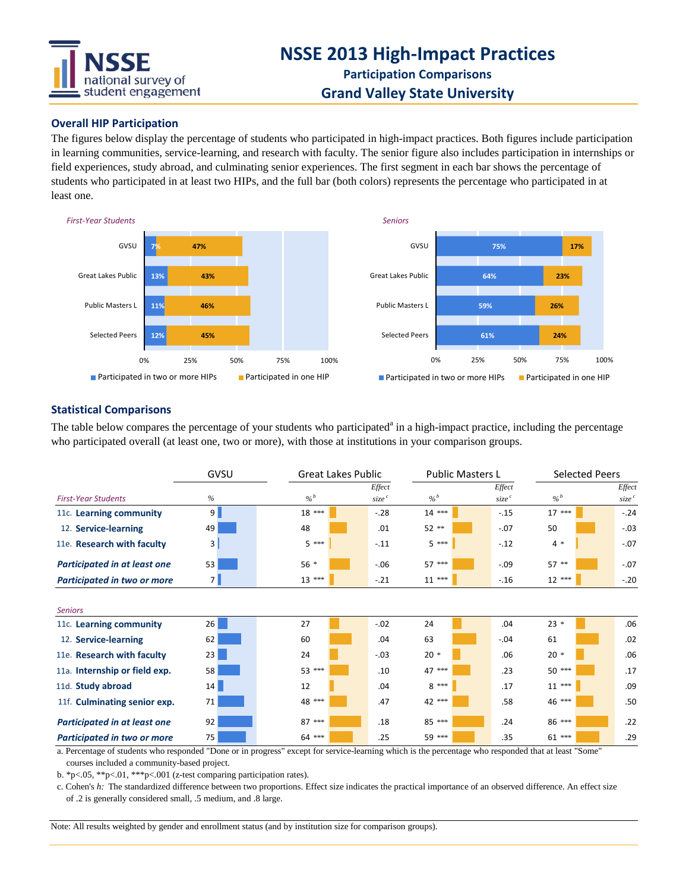# NSSE 2013 High-Impact Practices

## Participation Comparisons

## Grand Valley State University

### Overall HIP Participation

The figures below display the percentage of students who participated in high-impact practices. Both figures include participation in learning communities, service-learning, and research with faculty. The senior figure also includes participation in internships or field experiences, study abroad, and culminating senior experiences. The first segment in each bar shows the percentage of students who participated in at least two HIPs, and the full bar (both colors) represents the percentage who participated in at least one.

*First-Year Students*

| | Participated in two or more HIPs | Participated in one HIP |
|---|---|---|
| GVSU | 7% | 47% |
| Great Lakes Public | 13% | 43% |
| Public Masters L | 11% | 46% |
| Selected Peers | 12% | 45% |

*Seniors*

| | Participated in two or more HIPs | Participated in one HIP |
|---|---|---|
| GVSU | 75% | 17% |
| Great Lakes Public | 64% | 23% |
| Public Masters L | 59% | 26% |
| Selected Peers | 61% | 24% |

### Statistical Comparisons

The table below compares the percentage of your students who participated[a] in a high-impact practice, including the percentage who participated overall (at least one, two or more), with those at institutions in your comparison groups.

| | GVSU | Great Lakes Public | | Public Masters L | | Selected Peers | |
|---|---|---|---|---|---|---|---|
| *First-Year Students* | % | %[b] | Effect size[c] | %[b] | Effect size[c] | %[b] | Effect size[c] |
| 11c. **Learning community** | 9 | 18 *** | -.28 | 14 *** | -.15 | 17 *** | -.24 |
| 12. **Service-learning** | 49 | 48 | .01 | 52 ** | -.07 | 50 | -.03 |
| 11e. **Research with faculty** | 3 | 5 *** | -.11 | 5 *** | -.12 | 4 * | -.07 |
| ***Participated in at least one*** | 53 | 56 * | -.06 | 57 *** | -.09 | 57 ** | -.07 |
| ***Participated in two or more*** | 7 | 13 *** | -.21 | 11 *** | -.16 | 12 *** | -.20 |
| *Seniors* | | | | | | | |
| 11c. **Learning community** | 26 | 27 | -.02 | 24 | .04 | 23 * | .06 |
| 12. **Service-learning** | 62 | 60 | .04 | 63 | -.04 | 61 | .02 |
| 11e. **Research with faculty** | 23 | 24 | -.03 | 20 * | .06 | 20 * | .06 |
| 11a. **Internship or field exp.** | 58 | 53 *** | .10 | 47 *** | .23 | 50 *** | .17 |
| 11d. **Study abroad** | 14 | 12 | .04 | 8 *** | .17 | 11 *** | .09 |
| 11f. **Culminating senior exp.** | 71 | 48 *** | .47 | 42 *** | .58 | 46 *** | .50 |
| ***Participated in at least one*** | 92 | 87 *** | .18 | 85 *** | .24 | 86 *** | .22 |
| ***Participated in two or more*** | 75 | 64 *** | .25 | 59 *** | .35 | 61 *** | .29 |

a. Percentage of students who responded "Done or in progress" except for service-learning which is the percentage who responded that at least "Some" courses included a community-based project.

b. *p<.05, **p<.01, ***p<.001 (z-test comparing participation rates).

c. Cohen's *h:* The standardized difference between two proportions. Effect size indicates the practical importance of an observed difference. An effect size of .2 is generally considered small, .5 medium, and .8 large.

Note: All results weighted by gender and enrollment status (and by institution size for comparison groups).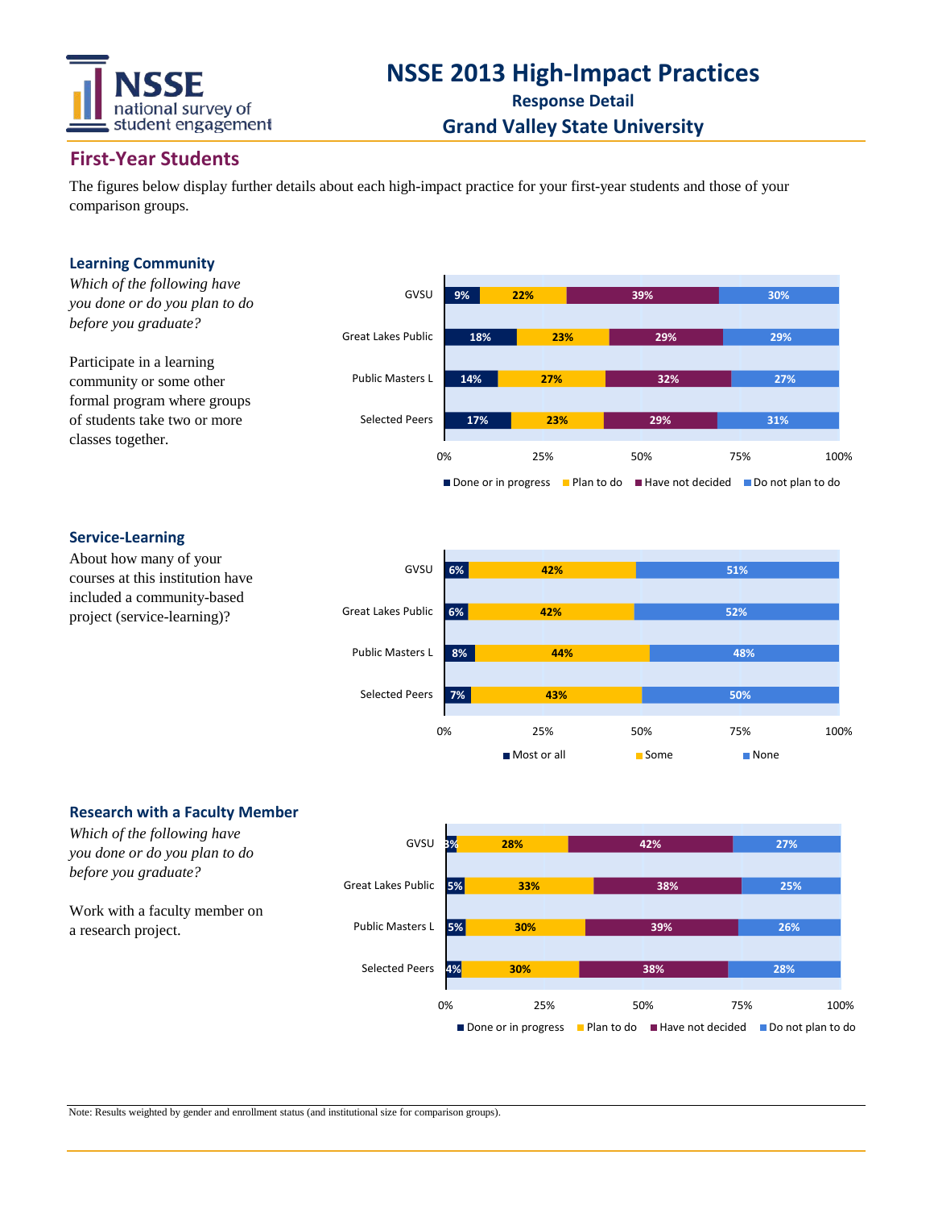# NSSE 2013 High-Impact Practices

**Response Detail**

**Grand Valley State University**

## First-Year Students

The figures below display further details about each high-impact practice for your first-year students and those of your comparison groups.

### Learning Community

*Which of the following have you done or do you plan to do before you graduate?*

Participate in a learning community or some other formal program where groups of students take two or more classes together.

| | Done or in progress | Plan to do | Have not decided | Do not plan to do |
|---|---|---|---|---|
| GVSU | 9% | 22% | 39% | 30% |
| Great Lakes Public | 18% | 23% | 29% | 29% |
| Public Masters L | 14% | 27% | 32% | 27% |
| Selected Peers | 17% | 23% | 29% | 31% |

### Service-Learning

About how many of your courses at this institution have included a community-based project (service-learning)?

| | Most or all | Some | None |
|---|---|---|---|
| GVSU | 6% | 42% | 51% |
| Great Lakes Public | 6% | 42% | 52% |
| Public Masters L | 8% | 44% | 48% |
| Selected Peers | 7% | 43% | 50% |

### Research with a Faculty Member

*Which of the following have you done or do you plan to do before you graduate?*

Work with a faculty member on a research project.

| | Done or in progress | Plan to do | Have not decided | Do not plan to do |
|---|---|---|---|---|
| GVSU | 3% | 28% | 42% | 27% |
| Great Lakes Public | 5% | 33% | 38% | 25% |
| Public Masters L | 5% | 30% | 39% | 26% |
| Selected Peers | 4% | 30% | 38% | 28% |

Note: Results weighted by gender and enrollment status (and institutional size for comparison groups).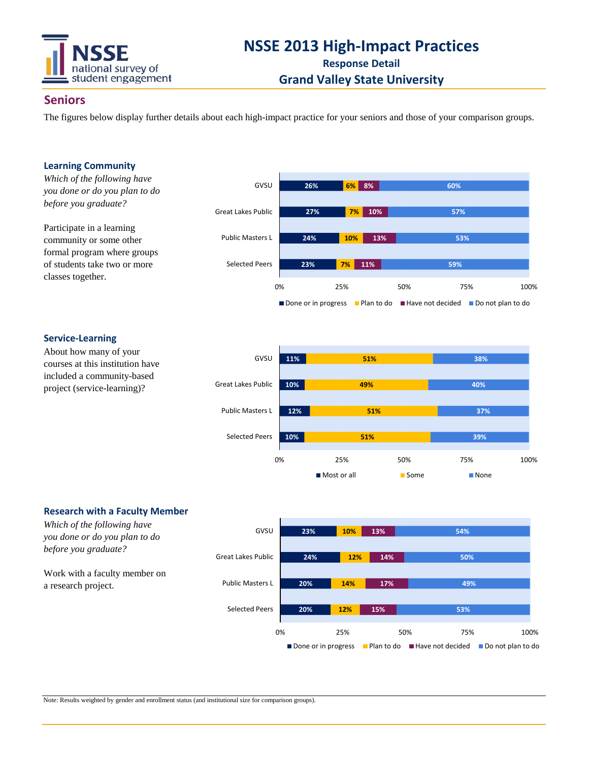# NSSE 2013 High-Impact Practices

**Response Detail**

**Grand Valley State University**

## Seniors

The figures below display further details about each high-impact practice for your seniors and those of your comparison groups.

### Learning Community

*Which of the following have you done or do you plan to do before you graduate?*

Participate in a learning community or some other formal program where groups of students take two or more classes together.

| | Done or in progress | Plan to do | Have not decided | Do not plan to do |
|---|---|---|---|---|
| GVSU | 26% | 6% | 8% | 60% |
| Great Lakes Public | 27% | 7% | 10% | 57% |
| Public Masters L | 24% | 10% | 13% | 53% |
| Selected Peers | 23% | 7% | 11% | 59% |

### Service-Learning

About how many of your courses at this institution have included a community-based project (service-learning)?

| | Most or all | Some | None |
|---|---|---|---|
| GVSU | 11% | 51% | 38% |
| Great Lakes Public | 10% | 49% | 40% |
| Public Masters L | 12% | 51% | 37% |
| Selected Peers | 10% | 51% | 39% |

### Research with a Faculty Member

*Which of the following have you done or do you plan to do before you graduate?*

Work with a faculty member on a research project.

| | Done or in progress | Plan to do | Have not decided | Do not plan to do |
|---|---|---|---|---|
| GVSU | 23% | 10% | 13% | 54% |
| Great Lakes Public | 24% | 12% | 14% | 50% |
| Public Masters L | 20% | 14% | 17% | 49% |
| Selected Peers | 20% | 12% | 15% | 53% |

Note: Results weighted by gender and enrollment status (and institutional size for comparison groups).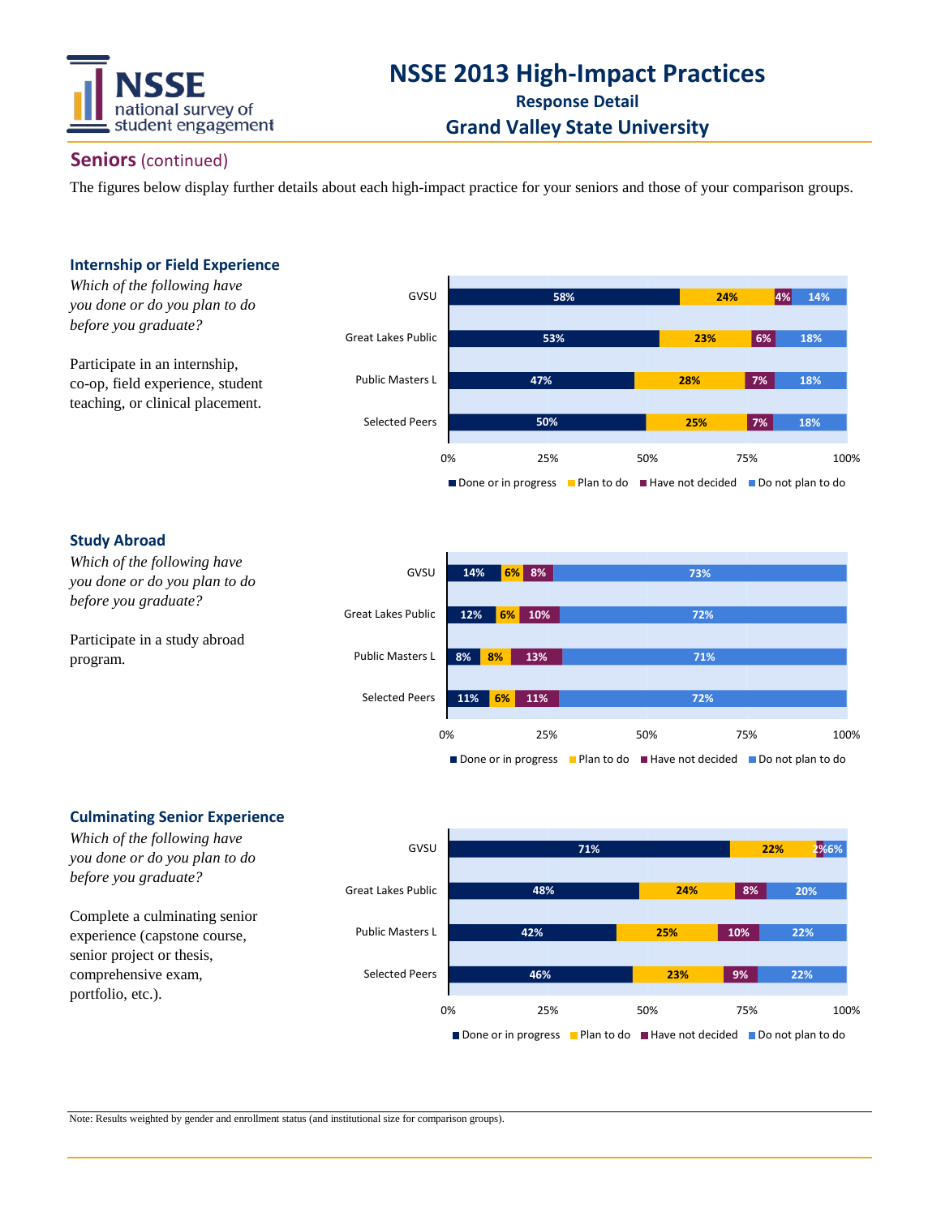# NSSE 2013 High-Impact Practices

## Response Detail

## Grand Valley State University

## Seniors (continued)

The figures below display further details about each high-impact practice for your seniors and those of your comparison groups.

### Internship or Field Experience

*Which of the following have you done or do you plan to do before you graduate?*

Participate in an internship, co-op, field experience, student teaching, or clinical placement.

| | Done or in progress | Plan to do | Have not decided | Do not plan to do |
|---|---|---|---|---|
| GVSU | 58% | 24% | 4% | 14% |
| Great Lakes Public | 53% | 23% | 6% | 18% |
| Public Masters L | 47% | 28% | 7% | 18% |
| Selected Peers | 50% | 25% | 7% | 18% |

### Study Abroad

*Which of the following have you done or do you plan to do before you graduate?*

Participate in a study abroad program.

| | Done or in progress | Plan to do | Have not decided | Do not plan to do |
|---|---|---|---|---|
| GVSU | 14% | 6% | 8% | 73% |
| Great Lakes Public | 12% | 6% | 10% | 72% |
| Public Masters L | 8% | 8% | 13% | 71% |
| Selected Peers | 11% | 6% | 11% | 72% |

### Culminating Senior Experience

*Which of the following have you done or do you plan to do before you graduate?*

Complete a culminating senior experience (capstone course, senior project or thesis, comprehensive exam, portfolio, etc.).

| | Done or in progress | Plan to do | Have not decided | Do not plan to do |
|---|---|---|---|---|
| GVSU | 71% | 22% | 2% | 6% |
| Great Lakes Public | 48% | 24% | 8% | 20% |
| Public Masters L | 42% | 25% | 10% | 22% |
| Selected Peers | 46% | 23% | 9% | 22% |

Note: Results weighted by gender and enrollment status (and institutional size for comparison groups).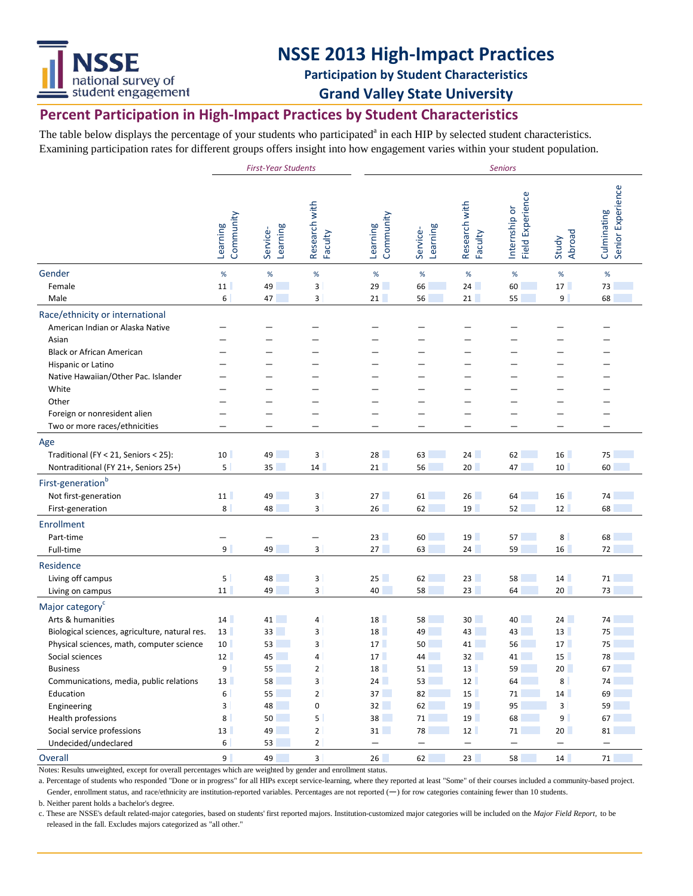# NSSE 2013 High-Impact Practices

**Participation by Student Characteristics**

**Grand Valley State University**

## Percent Participation in High-Impact Practices by Student Characteristics

The table below displays the percentage of your students who participated[a] in each HIP by selected student characteristics. Examining participation rates for different groups offers insight into how engagement varies within your student population.

| | *First-Year Students* | | | *Seniors* | | | | | |
|---|---|---|---|---|---|---|---|---|---|
| | Learning Community | Service-Learning | Research with Faculty | Learning Community | Service-Learning | Research with Faculty | Internship or Field Experience | Study Abroad | Culminating Senior Experience |
| **Gender** | % | % | % | % | % | % | % | % | % |
| Female | 11 | 49 | 3 | 29 | 66 | 24 | 60 | 17 | 73 |
| Male | 6 | 47 | 3 | 21 | 56 | 21 | 55 | 9 | 68 |
| **Race/ethnicity or international** | | | | | | | | | |
| American Indian or Alaska Native | — | — | — | — | — | — | — | — | — |
| Asian | — | — | — | — | — | — | — | — | — |
| Black or African American | — | — | — | — | — | — | — | — | — |
| Hispanic or Latino | — | — | — | — | — | — | — | — | — |
| Native Hawaiian/Other Pac. Islander | — | — | — | — | — | — | — | — | — |
| White | — | — | — | — | — | — | — | — | — |
| Other | — | — | — | — | — | — | — | — | — |
| Foreign or nonresident alien | — | — | — | — | — | — | — | — | — |
| Two or more races/ethnicities | — | — | — | — | — | — | — | — | — |
| **Age** | | | | | | | | | |
| Traditional (FY < 21, Seniors < 25): | 10 | 49 | 3 | 28 | 63 | 24 | 62 | 16 | 75 |
| Nontraditional (FY 21+, Seniors 25+) | 5 | 35 | 14 | 21 | 56 | 20 | 47 | 10 | 60 |
| **First-generation[b]** | | | | | | | | | |
| Not first-generation | 11 | 49 | 3 | 27 | 61 | 26 | 64 | 16 | 74 |
| First-generation | 8 | 48 | 3 | 26 | 62 | 19 | 52 | 12 | 68 |
| **Enrollment** | | | | | | | | | |
| Part-time | — | — | — | 23 | 60 | 19 | 57 | 8 | 68 |
| Full-time | 9 | 49 | 3 | 27 | 63 | 24 | 59 | 16 | 72 |
| **Residence** | | | | | | | | | |
| Living off campus | 5 | 48 | 3 | 25 | 62 | 23 | 58 | 14 | 71 |
| Living on campus | 11 | 49 | 3 | 40 | 58 | 23 | 64 | 20 | 73 |
| **Major category[c]** | | | | | | | | | |
| Arts & humanities | 14 | 41 | 4 | 18 | 58 | 30 | 40 | 24 | 74 |
| Biological sciences, agriculture, natural res. | 13 | 33 | 3 | 18 | 49 | 43 | 43 | 13 | 75 |
| Physical sciences, math, computer science | 10 | 53 | 3 | 17 | 50 | 41 | 56 | 17 | 75 |
| Social sciences | 12 | 45 | 4 | 17 | 44 | 32 | 41 | 15 | 78 |
| Business | 9 | 55 | 2 | 18 | 51 | 13 | 59 | 20 | 67 |
| Communications, media, public relations | 13 | 58 | 3 | 24 | 53 | 12 | 64 | 8 | 74 |
| Education | 6 | 55 | 2 | 37 | 82 | 15 | 71 | 14 | 69 |
| Engineering | 3 | 48 | 0 | 32 | 62 | 19 | 95 | 3 | 59 |
| Health professions | 8 | 50 | 5 | 38 | 71 | 19 | 68 | 9 | 67 |
| Social service professions | 13 | 49 | 2 | 31 | 78 | 12 | 71 | 20 | 81 |
| Undecided/undeclared | 6 | 53 | 2 | — | — | — | — | — | — |
| **Overall** | 9 | 49 | 3 | 26 | 62 | 23 | 58 | 14 | 71 |

Notes: Results unweighted, except for overall percentages which are weighted by gender and enrollment status.

a. Percentage of students who responded "Done or in progress" for all HIPs except service-learning, where they reported at least "Some" of their courses included a community-based project. Gender, enrollment status, and race/ethnicity are institution-reported variables. Percentages are not reported (—) for row categories containing fewer than 10 students.

b. Neither parent holds a bachelor's degree.

c. These are NSSE's default related-major categories, based on students' first reported majors. Institution-customized major categories will be included on the *Major Field Report,* to be released in the fall. Excludes majors categorized as "all other."